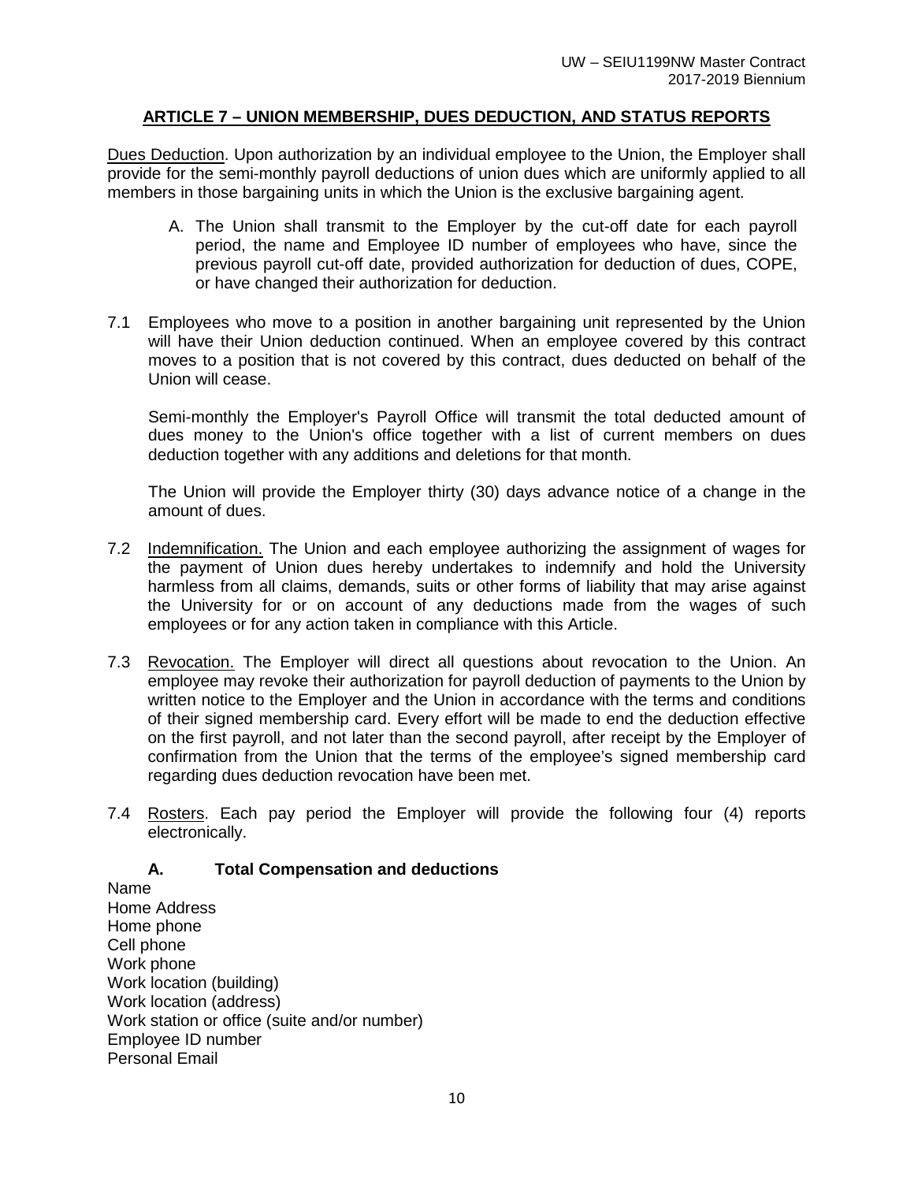## ARTICLE 7 – UNION MEMBERSHIP, DUES DEDUCTION, AND STATUS REPORTS

Dues Deduction. Upon authorization by an individual employee to the Union, the Employer shall provide for the semi-monthly payroll deductions of union dues which are uniformly applied to all members in those bargaining units in which the Union is the exclusive bargaining agent.

A. The Union shall transmit to the Employer by the cut-off date for each payroll period, the name and Employee ID number of employees who have, since the previous payroll cut-off date, provided authorization for deduction of dues, COPE, or have changed their authorization for deduction.

7.1 Employees who move to a position in another bargaining unit represented by the Union will have their Union deduction continued. When an employee covered by this contract moves to a position that is not covered by this contract, dues deducted on behalf of the Union will cease.

Semi-monthly the Employer's Payroll Office will transmit the total deducted amount of dues money to the Union's office together with a list of current members on dues deduction together with any additions and deletions for that month.

The Union will provide the Employer thirty (30) days advance notice of a change in the amount of dues.

7.2 Indemnification. The Union and each employee authorizing the assignment of wages for the payment of Union dues hereby undertakes to indemnify and hold the University harmless from all claims, demands, suits or other forms of liability that may arise against the University for or on account of any deductions made from the wages of such employees or for any action taken in compliance with this Article.

7.3 Revocation. The Employer will direct all questions about revocation to the Union. An employee may revoke their authorization for payroll deduction of payments to the Union by written notice to the Employer and the Union in accordance with the terms and conditions of their signed membership card. Every effort will be made to end the deduction effective on the first payroll, and not later than the second payroll, after receipt by the Employer of confirmation from the Union that the terms of the employee's signed membership card regarding dues deduction revocation have been met.

7.4 Rosters. Each pay period the Employer will provide the following four (4) reports electronically.

**A. Total Compensation and deductions**

Name
Home Address
Home phone
Cell phone
Work phone
Work location (building)
Work location (address)
Work station or office (suite and/or number)
Employee ID number
Personal Email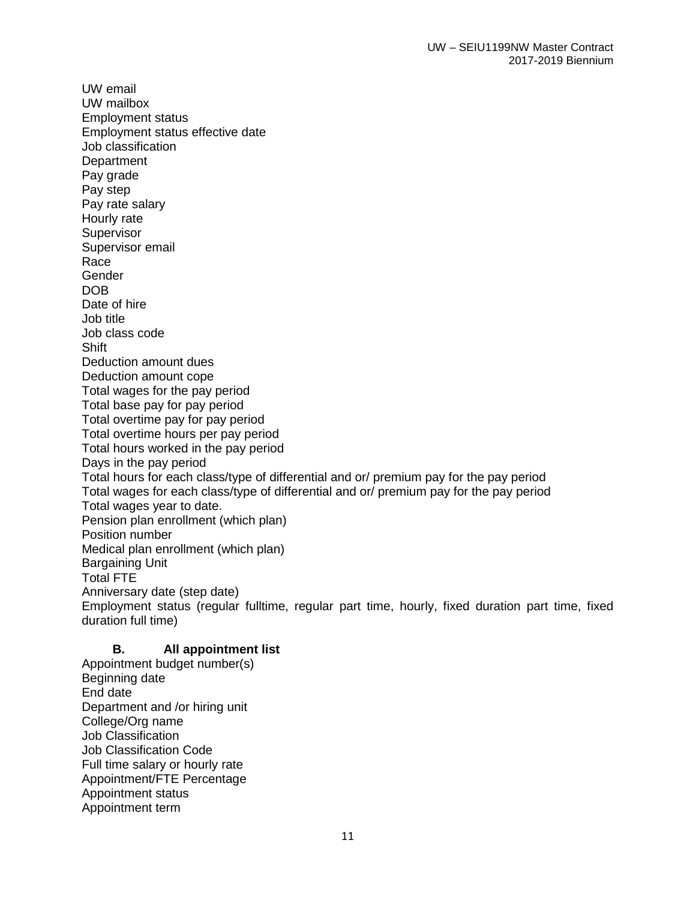UW email
UW mailbox
Employment status
Employment status effective date
Job classification
Department
Pay grade
Pay step
Pay rate salary
Hourly rate
Supervisor
Supervisor email
Race
Gender
DOB
Date of hire
Job title
Job class code
Shift
Deduction amount dues
Deduction amount cope
Total wages for the pay period
Total base pay for pay period
Total overtime pay for pay period
Total overtime hours per pay period
Total hours worked in the pay period
Days in the pay period
Total hours for each class/type of differential and or/ premium pay for the pay period
Total wages for each class/type of differential and or/ premium pay for the pay period
Total wages year to date.
Pension plan enrollment (which plan)
Position number
Medical plan enrollment (which plan)
Bargaining Unit
Total FTE
Anniversary date (step date)
Employment status (regular fulltime, regular part time, hourly, fixed duration part time, fixed duration full time)

**B. All appointment list**

Appointment budget number(s)
Beginning date
End date
Department and /or hiring unit
College/Org name
Job Classification
Job Classification Code
Full time salary or hourly rate
Appointment/FTE Percentage
Appointment status
Appointment term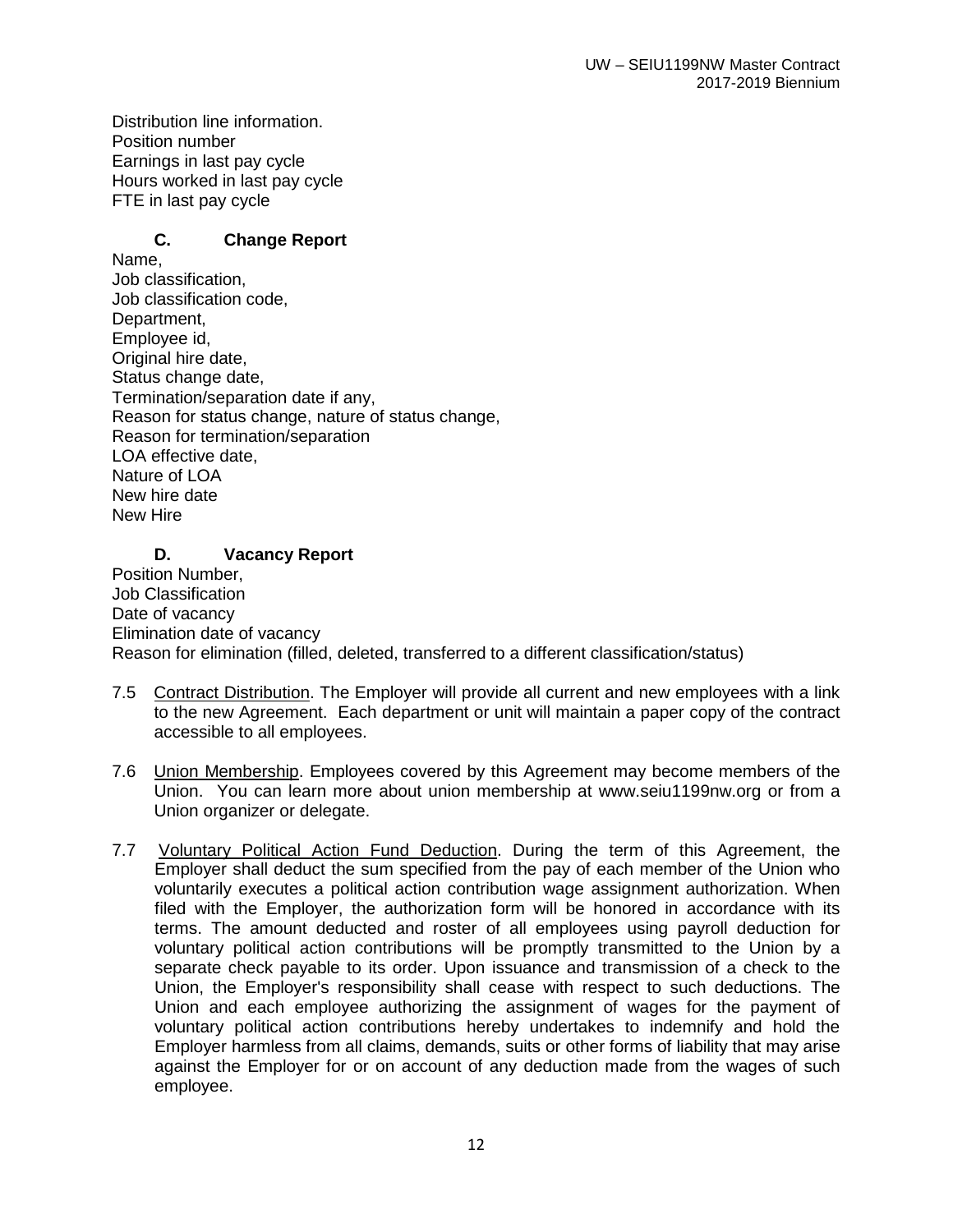Distribution line information.
Position number
Earnings in last pay cycle
Hours worked in last pay cycle
FTE in last pay cycle

### C. Change Report

Name,
Job classification,
Job classification code,
Department,
Employee id,
Original hire date,
Status change date,
Termination/separation date if any,
Reason for status change, nature of status change,
Reason for termination/separation
LOA effective date,
Nature of LOA
New hire date
New Hire

### D. Vacancy Report

Position Number,
Job Classification
Date of vacancy
Elimination date of vacancy
Reason for elimination (filled, deleted, transferred to a different classification/status)

7.5 Contract Distribution. The Employer will provide all current and new employees with a link to the new Agreement. Each department or unit will maintain a paper copy of the contract accessible to all employees.

7.6 Union Membership. Employees covered by this Agreement may become members of the Union. You can learn more about union membership at www.seiu1199nw.org or from a Union organizer or delegate.

7.7 Voluntary Political Action Fund Deduction. During the term of this Agreement, the Employer shall deduct the sum specified from the pay of each member of the Union who voluntarily executes a political action contribution wage assignment authorization. When filed with the Employer, the authorization form will be honored in accordance with its terms. The amount deducted and roster of all employees using payroll deduction for voluntary political action contributions will be promptly transmitted to the Union by a separate check payable to its order. Upon issuance and transmission of a check to the Union, the Employer's responsibility shall cease with respect to such deductions. The Union and each employee authorizing the assignment of wages for the payment of voluntary political action contributions hereby undertakes to indemnify and hold the Employer harmless from all claims, demands, suits or other forms of liability that may arise against the Employer for or on account of any deduction made from the wages of such employee.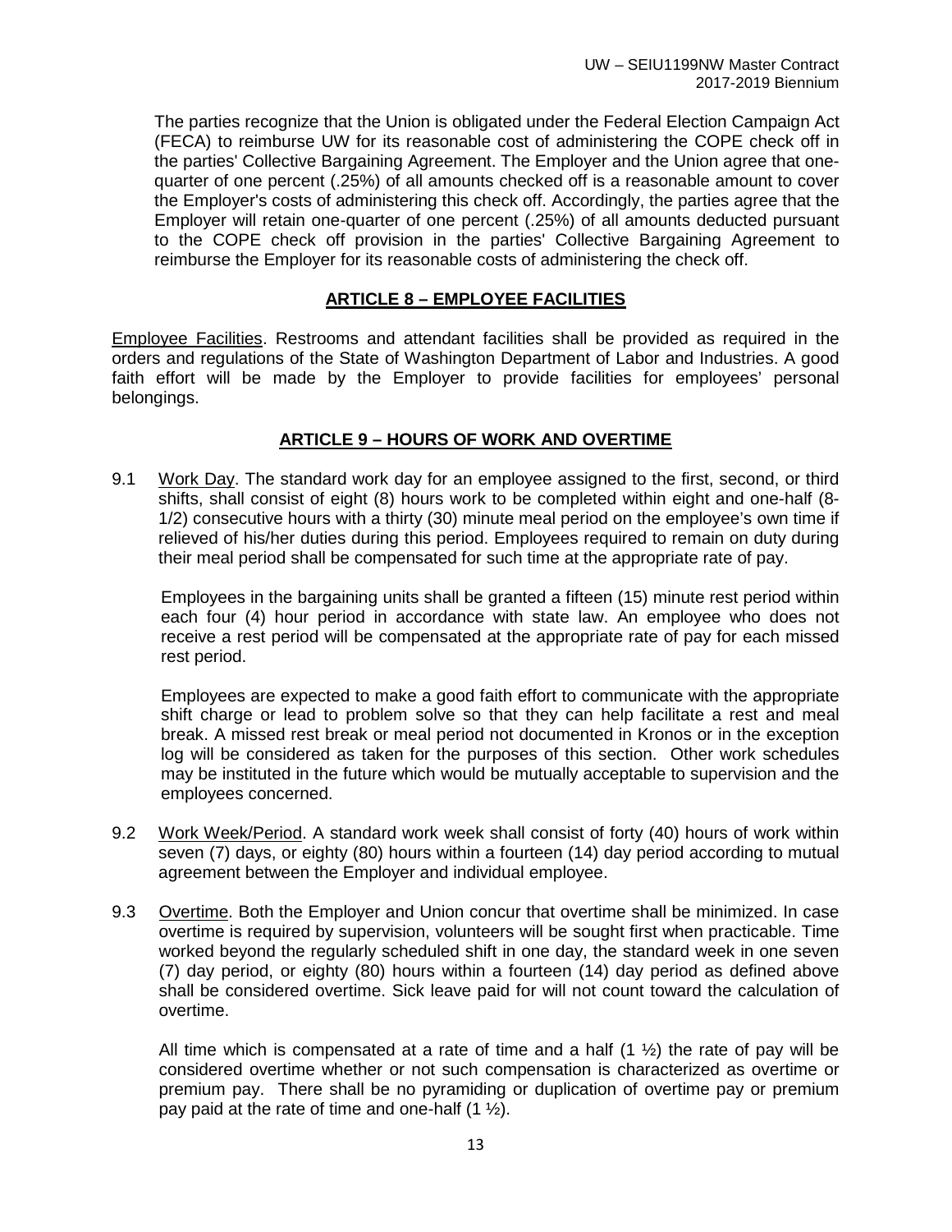The parties recognize that the Union is obligated under the Federal Election Campaign Act (FECA) to reimburse UW for its reasonable cost of administering the COPE check off in the parties' Collective Bargaining Agreement. The Employer and the Union agree that one-quarter of one percent (.25%) of all amounts checked off is a reasonable amount to cover the Employer's costs of administering this check off. Accordingly, the parties agree that the Employer will retain one-quarter of one percent (.25%) of all amounts deducted pursuant to the COPE check off provision in the parties' Collective Bargaining Agreement to reimburse the Employer for its reasonable costs of administering the check off.

## ARTICLE 8 – EMPLOYEE FACILITIES

Employee Facilities. Restrooms and attendant facilities shall be provided as required in the orders and regulations of the State of Washington Department of Labor and Industries. A good faith effort will be made by the Employer to provide facilities for employees' personal belongings.

## ARTICLE 9 – HOURS OF WORK AND OVERTIME

9.1 Work Day. The standard work day for an employee assigned to the first, second, or third shifts, shall consist of eight (8) hours work to be completed within eight and one-half (8-1/2) consecutive hours with a thirty (30) minute meal period on the employee's own time if relieved of his/her duties during this period. Employees required to remain on duty during their meal period shall be compensated for such time at the appropriate rate of pay.

Employees in the bargaining units shall be granted a fifteen (15) minute rest period within each four (4) hour period in accordance with state law. An employee who does not receive a rest period will be compensated at the appropriate rate of pay for each missed rest period.

Employees are expected to make a good faith effort to communicate with the appropriate shift charge or lead to problem solve so that they can help facilitate a rest and meal break. A missed rest break or meal period not documented in Kronos or in the exception log will be considered as taken for the purposes of this section. Other work schedules may be instituted in the future which would be mutually acceptable to supervision and the employees concerned.

9.2 Work Week/Period. A standard work week shall consist of forty (40) hours of work within seven (7) days, or eighty (80) hours within a fourteen (14) day period according to mutual agreement between the Employer and individual employee.

9.3 Overtime. Both the Employer and Union concur that overtime shall be minimized. In case overtime is required by supervision, volunteers will be sought first when practicable. Time worked beyond the regularly scheduled shift in one day, the standard week in one seven (7) day period, or eighty (80) hours within a fourteen (14) day period as defined above shall be considered overtime. Sick leave paid for will not count toward the calculation of overtime.

All time which is compensated at a rate of time and a half (1 ½) the rate of pay will be considered overtime whether or not such compensation is characterized as overtime or premium pay. There shall be no pyramiding or duplication of overtime pay or premium pay paid at the rate of time and one-half (1 ½).